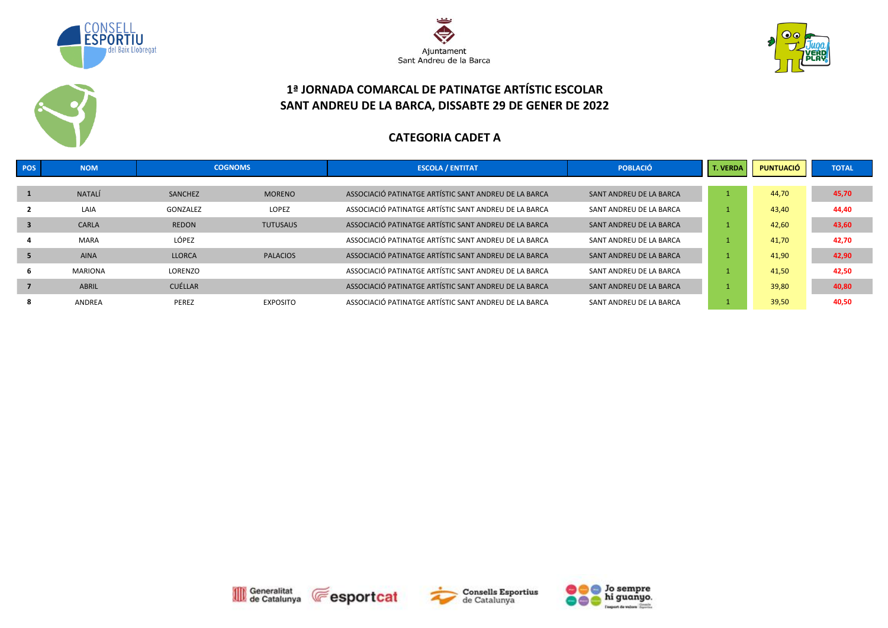# 1ª JORNADA COMARCAL DE PATINATGE ARTÍSTIC ESCOLAR
# SANT ANDREU DE LA BARCA, DISSABTE 29 DE GENER DE 2022

## CATEGORIA CADET A

| POS | NOM | COGNOMS | | ESCOLA / ENTITAT | POBLACIÓ | T. VERDA | PUNTUACIÓ | TOTAL |
|---|---|---|---|---|---|---|---|---|
| 1 | NATALÍ | SANCHEZ | MORENO | ASSOCIACIÓ PATINATGE ARTÍSTIC SANT ANDREU DE LA BARCA | SANT ANDREU DE LA BARCA | 1 | 44,70 | 45,70 |
| 2 | LAIA | GONZALEZ | LOPEZ | ASSOCIACIÓ PATINATGE ARTÍSTIC SANT ANDREU DE LA BARCA | SANT ANDREU DE LA BARCA | 1 | 43,40 | 44,40 |
| 3 | CARLA | REDON | TUTUSAUS | ASSOCIACIÓ PATINATGE ARTÍSTIC SANT ANDREU DE LA BARCA | SANT ANDREU DE LA BARCA | 1 | 42,60 | 43,60 |
| 4 | MARA | LÓPEZ | | ASSOCIACIÓ PATINATGE ARTÍSTIC SANT ANDREU DE LA BARCA | SANT ANDREU DE LA BARCA | 1 | 41,70 | 42,70 |
| 5 | AINA | LLORCA | PALACIOS | ASSOCIACIÓ PATINATGE ARTÍSTIC SANT ANDREU DE LA BARCA | SANT ANDREU DE LA BARCA | 1 | 41,90 | 42,90 |
| 6 | MARIONA | LORENZO | | ASSOCIACIÓ PATINATGE ARTÍSTIC SANT ANDREU DE LA BARCA | SANT ANDREU DE LA BARCA | 1 | 41,50 | 42,50 |
| 7 | ABRIL | CUÉLLAR | | ASSOCIACIÓ PATINATGE ARTÍSTIC SANT ANDREU DE LA BARCA | SANT ANDREU DE LA BARCA | 1 | 39,80 | 40,80 |
| 8 | ANDREA | PEREZ | EXPOSITO | ASSOCIACIÓ PATINATGE ARTÍSTIC SANT ANDREU DE LA BARCA | SANT ANDREU DE LA BARCA | 1 | 39,50 | 40,50 |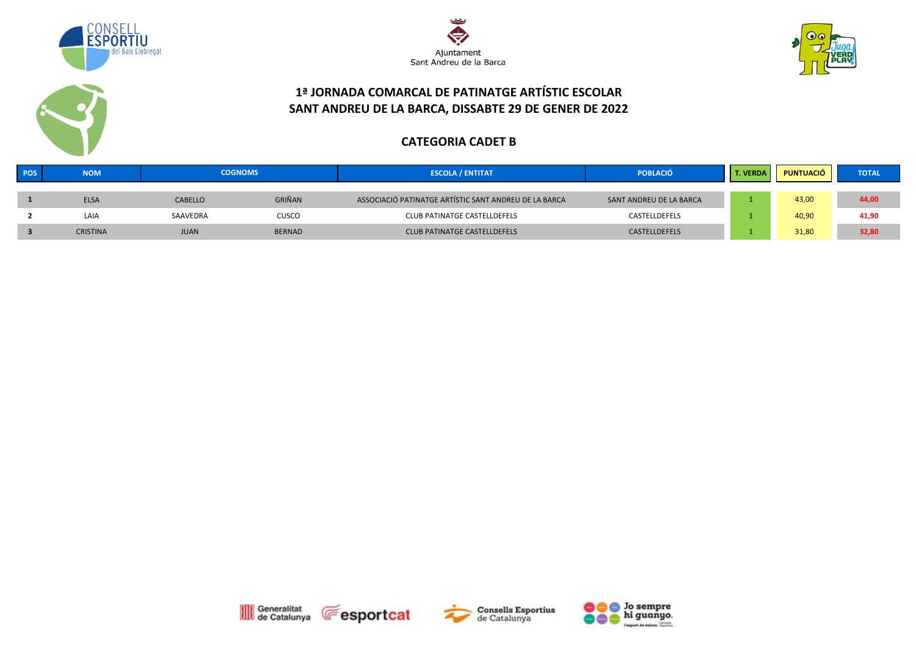# 1ª JORNADA COMARCAL DE PATINATGE ARTÍSTIC ESCOLAR
# SANT ANDREU DE LA BARCA, DISSABTE 29 DE GENER DE 2022

## CATEGORIA CADET B

| POS | NOM | COGNOMS | | ESCOLA / ENTITAT | POBLACIÓ | T. VERDA | PUNTUACIÓ | TOTAL |
|---|---|---|---|---|---|---|---|---|
| 1 | ELSA | CABELLO | GRIÑAN | ASSOCIACIÓ PATINATGE ARTÍSTIC SANT ANDREU DE LA BARCA | SANT ANDREU DE LA BARCA | 1 | 43,00 | 44,00 |
| 2 | LAIA | SAAVEDRA | CUSCO | CLUB PATINATGE CASTELLDEFELS | CASTELLDEFELS | 1 | 40,90 | 41,90 |
| 3 | CRISTINA | JUAN | BERNAD | CLUB PATINATGE CASTELLDEFELS | CASTELLDEFELS | 1 | 31,80 | 32,80 |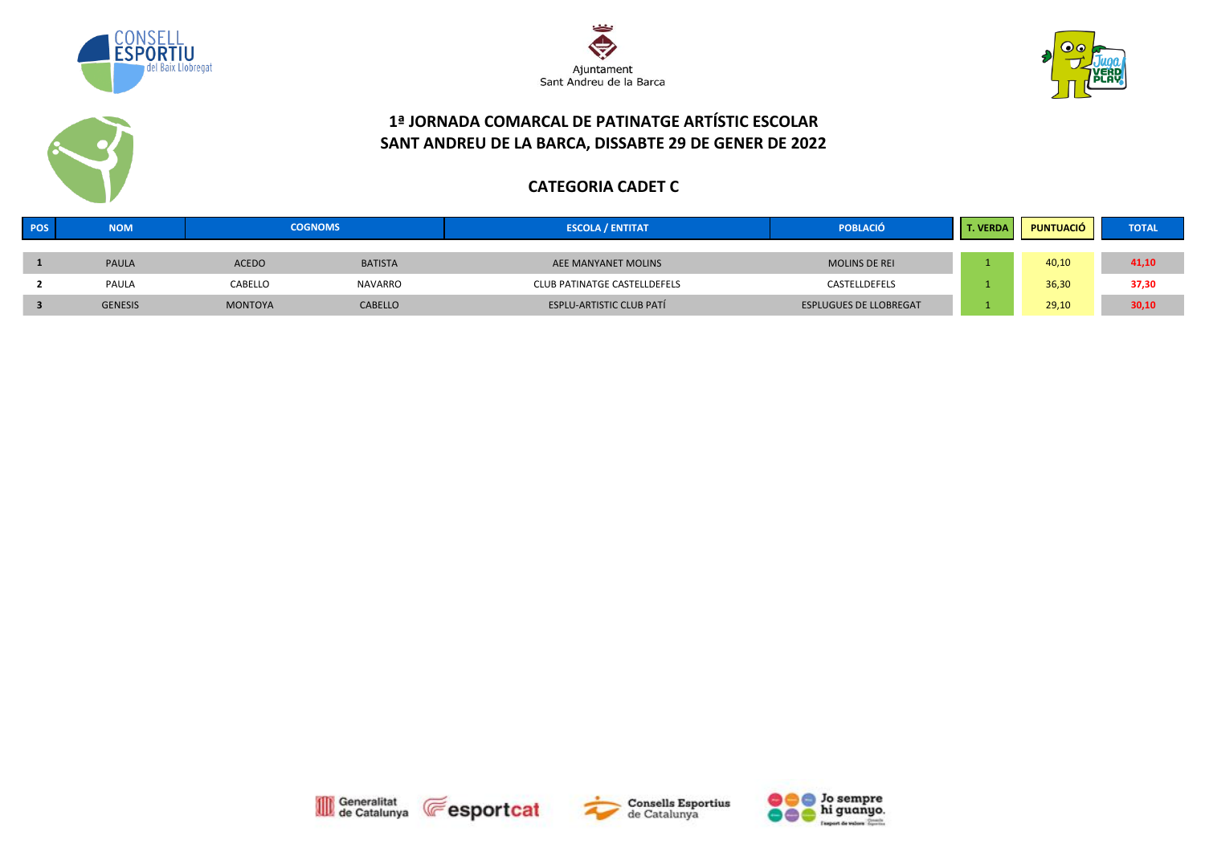# 1ª JORNADA COMARCAL DE PATINATGE ARTÍSTIC ESCOLAR
# SANT ANDREU DE LA BARCA, DISSABTE 29 DE GENER DE 2022

## CATEGORIA CADET C

| POS | NOM | COGNOMS | | ESCOLA / ENTITAT | POBLACIÓ | T. VERDA | PUNTUACIÓ | TOTAL |
|---|---|---|---|---|---|---|---|---|
| 1 | PAULA | ACEDO | BATISTA | AEE MANYANET MOLINS | MOLINS DE REI | 1 | 40,10 | 41,10 |
| 2 | PAULA | CABELLO | NAVARRO | CLUB PATINATGE CASTELLDEFELS | CASTELLDEFELS | 1 | 36,30 | 37,30 |
| 3 | GENESIS | MONTOYA | CABELLO | ESPLU-ARTISTIC CLUB PATÍ | ESPLUGUES DE LLOBREGAT | 1 | 29,10 | 30,10 |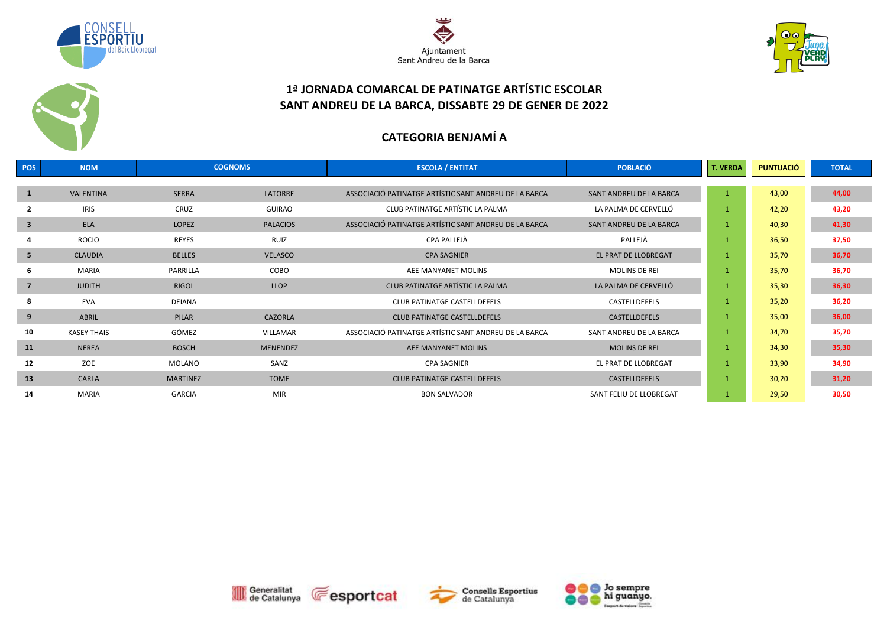Ajuntament
Sant Andreu de la Barca

# 1ª JORNADA COMARCAL DE PATINATGE ARTÍSTIC ESCOLAR
# SANT ANDREU DE LA BARCA, DISSABTE 29 DE GENER DE 2022

## CATEGORIA BENJAMÍ A

| POS | NOM | COGNOMS | | ESCOLA / ENTITAT | POBLACIÓ | T. VERDA | PUNTUACIÓ | TOTAL |
|---|---|---|---|---|---|---|---|---|
| 1 | VALENTINA | SERRA | LATORRE | ASSOCIACIÓ PATINATGE ARTÍSTIC SANT ANDREU DE LA BARCA | SANT ANDREU DE LA BARCA | 1 | 43,00 | 44,00 |
| 2 | IRIS | CRUZ | GUIRAO | CLUB PATINATGE ARTÍSTIC LA PALMA | LA PALMA DE CERVELLÓ | 1 | 42,20 | 43,20 |
| 3 | ELA | LOPEZ | PALACIOS | ASSOCIACIÓ PATINATGE ARTÍSTIC SANT ANDREU DE LA BARCA | SANT ANDREU DE LA BARCA | 1 | 40,30 | 41,30 |
| 4 | ROCIO | REYES | RUIZ | CPA PALLEJÀ | PALLEJÀ | 1 | 36,50 | 37,50 |
| 5 | CLAUDIA | BELLES | VELASCO | CPA SAGNIER | EL PRAT DE LLOBREGAT | 1 | 35,70 | 36,70 |
| 6 | MARIA | PARRILLA | COBO | AEE MANYANET MOLINS | MOLINS DE REI | 1 | 35,70 | 36,70 |
| 7 | JUDITH | RIGOL | LLOP | CLUB PATINATGE ARTÍSTIC LA PALMA | LA PALMA DE CERVELLÓ | 1 | 35,30 | 36,30 |
| 8 | EVA | DEIANA | | CLUB PATINATGE CASTELLDEFELS | CASTELLDEFELS | 1 | 35,20 | 36,20 |
| 9 | ABRIL | PILAR | CAZORLA | CLUB PATINATGE CASTELLDEFELS | CASTELLDEFELS | 1 | 35,00 | 36,00 |
| 10 | KASEY THAIS | GÓMEZ | VILLAMAR | ASSOCIACIÓ PATINATGE ARTÍSTIC SANT ANDREU DE LA BARCA | SANT ANDREU DE LA BARCA | 1 | 34,70 | 35,70 |
| 11 | NEREA | BOSCH | MENENDEZ | AEE MANYANET MOLINS | MOLINS DE REI | 1 | 34,30 | 35,30 |
| 12 | ZOE | MOLANO | SANZ | CPA SAGNIER | EL PRAT DE LLOBREGAT | 1 | 33,90 | 34,90 |
| 13 | CARLA | MARTINEZ | TOME | CLUB PATINATGE CASTELLDEFELS | CASTELLDEFELS | 1 | 30,20 | 31,20 |
| 14 | MARIA | GARCIA | MIR | BON SALVADOR | SANT FELIU DE LLOBREGAT | 1 | 29,50 | 30,50 |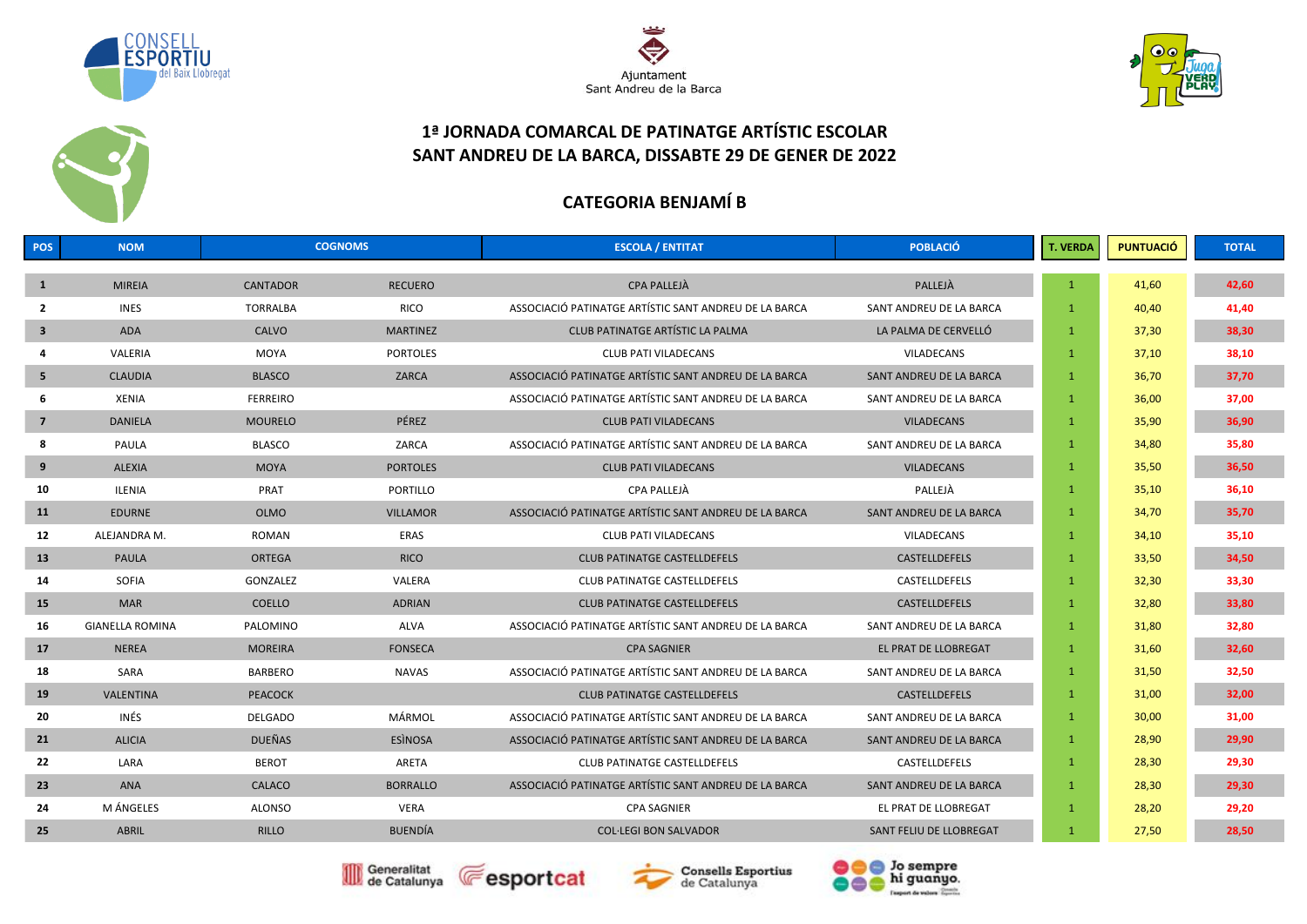# 1ª JORNADA COMARCAL DE PATINATGE ARTÍSTIC ESCOLAR
# SANT ANDREU DE LA BARCA, DISSABTE 29 DE GENER DE 2022

## CATEGORIA BENJAMÍ B

| POS | NOM | COGNOMS | | ESCOLA / ENTITAT | POBLACIÓ | T. VERDA | PUNTUACIÓ | TOTAL |
|---|---|---|---|---|---|---|---|---|
| 1 | MIREIA | CANTADOR | RECUERO | CPA PALLEJÀ | PALLEJÀ | 1 | 41,60 | 42,60 |
| 2 | INES | TORRALBA | RICO | ASSOCIACIÓ PATINATGE ARTÍSTIC SANT ANDREU DE LA BARCA | SANT ANDREU DE LA BARCA | 1 | 40,40 | 41,40 |
| 3 | ADA | CALVO | MARTINEZ | CLUB PATINATGE ARTÍSTIC LA PALMA | LA PALMA DE CERVELLÓ | 1 | 37,30 | 38,30 |
| 4 | VALERIA | MOYA | PORTOLES | CLUB PATI VILADECANS | VILADECANS | 1 | 37,10 | 38,10 |
| 5 | CLAUDIA | BLASCO | ZARCA | ASSOCIACIÓ PATINATGE ARTÍSTIC SANT ANDREU DE LA BARCA | SANT ANDREU DE LA BARCA | 1 | 36,70 | 37,70 |
| 6 | XENIA | FERREIRO | | ASSOCIACIÓ PATINATGE ARTÍSTIC SANT ANDREU DE LA BARCA | SANT ANDREU DE LA BARCA | 1 | 36,00 | 37,00 |
| 7 | DANIELA | MOURELO | PÉREZ | CLUB PATI VILADECANS | VILADECANS | 1 | 35,90 | 36,90 |
| 8 | PAULA | BLASCO | ZARCA | ASSOCIACIÓ PATINATGE ARTÍSTIC SANT ANDREU DE LA BARCA | SANT ANDREU DE LA BARCA | 1 | 34,80 | 35,80 |
| 9 | ALEXIA | MOYA | PORTOLES | CLUB PATI VILADECANS | VILADECANS | 1 | 35,50 | 36,50 |
| 10 | ILENIA | PRAT | PORTILLO | CPA PALLEJÀ | PALLEJÀ | 1 | 35,10 | 36,10 |
| 11 | EDURNE | OLMO | VILLAMOR | ASSOCIACIÓ PATINATGE ARTÍSTIC SANT ANDREU DE LA BARCA | SANT ANDREU DE LA BARCA | 1 | 34,70 | 35,70 |
| 12 | ALEJANDRA M. | ROMAN | ERAS | CLUB PATI VILADECANS | VILADECANS | 1 | 34,10 | 35,10 |
| 13 | PAULA | ORTEGA | RICO | CLUB PATINATGE CASTELLDEFELS | CASTELLDEFELS | 1 | 33,50 | 34,50 |
| 14 | SOFIA | GONZALEZ | VALERA | CLUB PATINATGE CASTELLDEFELS | CASTELLDEFELS | 1 | 32,30 | 33,30 |
| 15 | MAR | COELLO | ADRIAN | CLUB PATINATGE CASTELLDEFELS | CASTELLDEFELS | 1 | 32,80 | 33,80 |
| 16 | GIANELLA ROMINA | PALOMINO | ALVA | ASSOCIACIÓ PATINATGE ARTÍSTIC SANT ANDREU DE LA BARCA | SANT ANDREU DE LA BARCA | 1 | 31,80 | 32,80 |
| 17 | NEREA | MOREIRA | FONSECA | CPA SAGNIER | EL PRAT DE LLOBREGAT | 1 | 31,60 | 32,60 |
| 18 | SARA | BARBERO | NAVAS | ASSOCIACIÓ PATINATGE ARTÍSTIC SANT ANDREU DE LA BARCA | SANT ANDREU DE LA BARCA | 1 | 31,50 | 32,50 |
| 19 | VALENTINA | PEACOCK | | CLUB PATINATGE CASTELLDEFELS | CASTELLDEFELS | 1 | 31,00 | 32,00 |
| 20 | INÉS | DELGADO | MÁRMOL | ASSOCIACIÓ PATINATGE ARTÍSTIC SANT ANDREU DE LA BARCA | SANT ANDREU DE LA BARCA | 1 | 30,00 | 31,00 |
| 21 | ALICIA | DUEÑAS | ESÌNOSA | ASSOCIACIÓ PATINATGE ARTÍSTIC SANT ANDREU DE LA BARCA | SANT ANDREU DE LA BARCA | 1 | 28,90 | 29,90 |
| 22 | LARA | BEROT | ARETA | CLUB PATINATGE CASTELLDEFELS | CASTELLDEFELS | 1 | 28,30 | 29,30 |
| 23 | ANA | CALACO | BORRALLO | ASSOCIACIÓ PATINATGE ARTÍSTIC SANT ANDREU DE LA BARCA | SANT ANDREU DE LA BARCA | 1 | 28,30 | 29,30 |
| 24 | M ÁNGELES | ALONSO | VERA | CPA SAGNIER | EL PRAT DE LLOBREGAT | 1 | 28,20 | 29,20 |
| 25 | ABRIL | RILLO | BUENDÍA | COL·LEGI BON SALVADOR | SANT FELIU DE LLOBREGAT | 1 | 27,50 | 28,50 |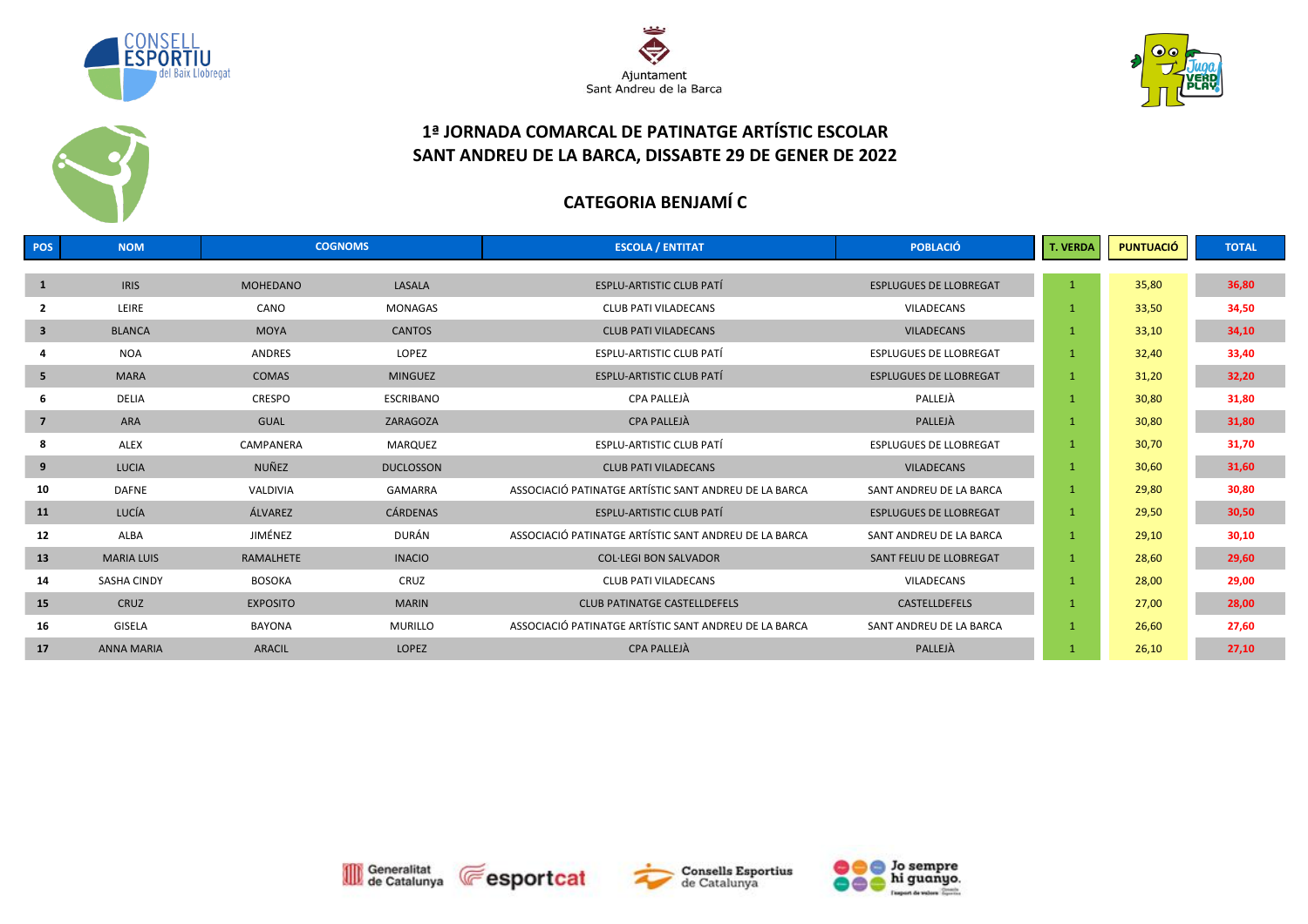# 1ª JORNADA COMARCAL DE PATINATGE ARTÍSTIC ESCOLAR
# SANT ANDREU DE LA BARCA, DISSABTE 29 DE GENER DE 2022

## CATEGORIA BENJAMÍ C

| POS | NOM | COGNOMS | | ESCOLA / ENTITAT | POBLACIÓ | T. VERDA | PUNTUACIÓ | TOTAL |
|---|---|---|---|---|---|---|---|---|
| 1 | IRIS | MOHEDANO | LASALA | ESPLU-ARTISTIC CLUB PATÍ | ESPLUGUES DE LLOBREGAT | 1 | 35,80 | 36,80 |
| 2 | LEIRE | CANO | MONAGAS | CLUB PATI VILADECANS | VILADECANS | 1 | 33,50 | 34,50 |
| 3 | BLANCA | MOYA | CANTOS | CLUB PATI VILADECANS | VILADECANS | 1 | 33,10 | 34,10 |
| 4 | NOA | ANDRES | LOPEZ | ESPLU-ARTISTIC CLUB PATÍ | ESPLUGUES DE LLOBREGAT | 1 | 32,40 | 33,40 |
| 5 | MARA | COMAS | MINGUEZ | ESPLU-ARTISTIC CLUB PATÍ | ESPLUGUES DE LLOBREGAT | 1 | 31,20 | 32,20 |
| 6 | DELIA | CRESPO | ESCRIBANO | CPA PALLEJÀ | PALLEJÀ | 1 | 30,80 | 31,80 |
| 7 | ARA | GUAL | ZARAGOZA | CPA PALLEJÀ | PALLEJÀ | 1 | 30,80 | 31,80 |
| 8 | ALEX | CAMPANERA | MARQUEZ | ESPLU-ARTISTIC CLUB PATÍ | ESPLUGUES DE LLOBREGAT | 1 | 30,70 | 31,70 |
| 9 | LUCIA | NUÑEZ | DUCLOSSON | CLUB PATI VILADECANS | VILADECANS | 1 | 30,60 | 31,60 |
| 10 | DAFNE | VALDIVIA | GAMARRA | ASSOCIACIÓ PATINATGE ARTÍSTIC SANT ANDREU DE LA BARCA | SANT ANDREU DE LA BARCA | 1 | 29,80 | 30,80 |
| 11 | LUCÍA | ÁLVAREZ | CÁRDENAS | ESPLU-ARTISTIC CLUB PATÍ | ESPLUGUES DE LLOBREGAT | 1 | 29,50 | 30,50 |
| 12 | ALBA | JIMÉNEZ | DURÁN | ASSOCIACIÓ PATINATGE ARTÍSTIC SANT ANDREU DE LA BARCA | SANT ANDREU DE LA BARCA | 1 | 29,10 | 30,10 |
| 13 | MARIA LUIS | RAMALHETE | INACIO | COL·LEGI BON SALVADOR | SANT FELIU DE LLOBREGAT | 1 | 28,60 | 29,60 |
| 14 | SASHA CINDY | BOSOKA | CRUZ | CLUB PATI VILADECANS | VILADECANS | 1 | 28,00 | 29,00 |
| 15 | CRUZ | EXPOSITO | MARIN | CLUB PATINATGE CASTELLDEFELS | CASTELLDEFELS | 1 | 27,00 | 28,00 |
| 16 | GISELA | BAYONA | MURILLO | ASSOCIACIÓ PATINATGE ARTÍSTIC SANT ANDREU DE LA BARCA | SANT ANDREU DE LA BARCA | 1 | 26,60 | 27,60 |
| 17 | ANNA MARIA | ARACIL | LOPEZ | CPA PALLEJÀ | PALLEJÀ | 1 | 26,10 | 27,10 |